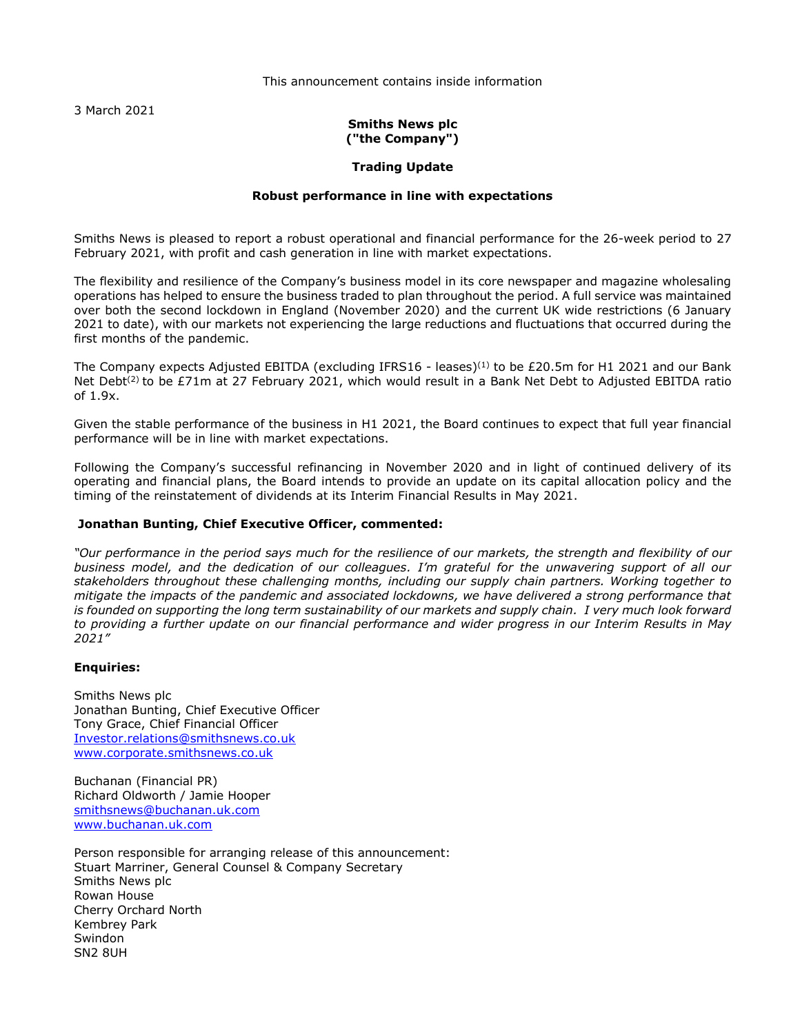This announcement contains inside information

3 March 2021

**Smiths News plc**
**("the Company")**

**Trading Update**

**Robust performance in line with expectations**

Smiths News is pleased to report a robust operational and financial performance for the 26-week period to 27 February 2021, with profit and cash generation in line with market expectations.

The flexibility and resilience of the Company's business model in its core newspaper and magazine wholesaling operations has helped to ensure the business traded to plan throughout the period. A full service was maintained over both the second lockdown in England (November 2020) and the current UK wide restrictions (6 January 2021 to date), with our markets not experiencing the large reductions and fluctuations that occurred during the first months of the pandemic.

The Company expects Adjusted EBITDA (excluding IFRS16 - leases)(1) to be £20.5m for H1 2021 and our Bank Net Debt(2) to be £71m at 27 February 2021, which would result in a Bank Net Debt to Adjusted EBITDA ratio of 1.9x.

Given the stable performance of the business in H1 2021, the Board continues to expect that full year financial performance will be in line with market expectations.

Following the Company's successful refinancing in November 2020 and in light of continued delivery of its operating and financial plans, the Board intends to provide an update on its capital allocation policy and the timing of the reinstatement of dividends at its Interim Financial Results in May 2021.

**Jonathan Bunting, Chief Executive Officer, commented:**

*"Our performance in the period says much for the resilience of our markets, the strength and flexibility of our business model, and the dedication of our colleagues. I'm grateful for the unwavering support of all our stakeholders throughout these challenging months, including our supply chain partners. Working together to mitigate the impacts of the pandemic and associated lockdowns, we have delivered a strong performance that is founded on supporting the long term sustainability of our markets and supply chain. I very much look forward to providing a further update on our financial performance and wider progress in our Interim Results in May 2021"*

**Enquiries:**

Smiths News plc
Jonathan Bunting, Chief Executive Officer
Tony Grace, Chief Financial Officer
Investor.relations@smithsnews.co.uk
www.corporate.smithsnews.co.uk

Buchanan (Financial PR)
Richard Oldworth / Jamie Hooper
smithsnews@buchanan.uk.com
www.buchanan.uk.com

Person responsible for arranging release of this announcement:
Stuart Marriner, General Counsel & Company Secretary
Smiths News plc
Rowan House
Cherry Orchard North
Kembrey Park
Swindon
SN2 8UH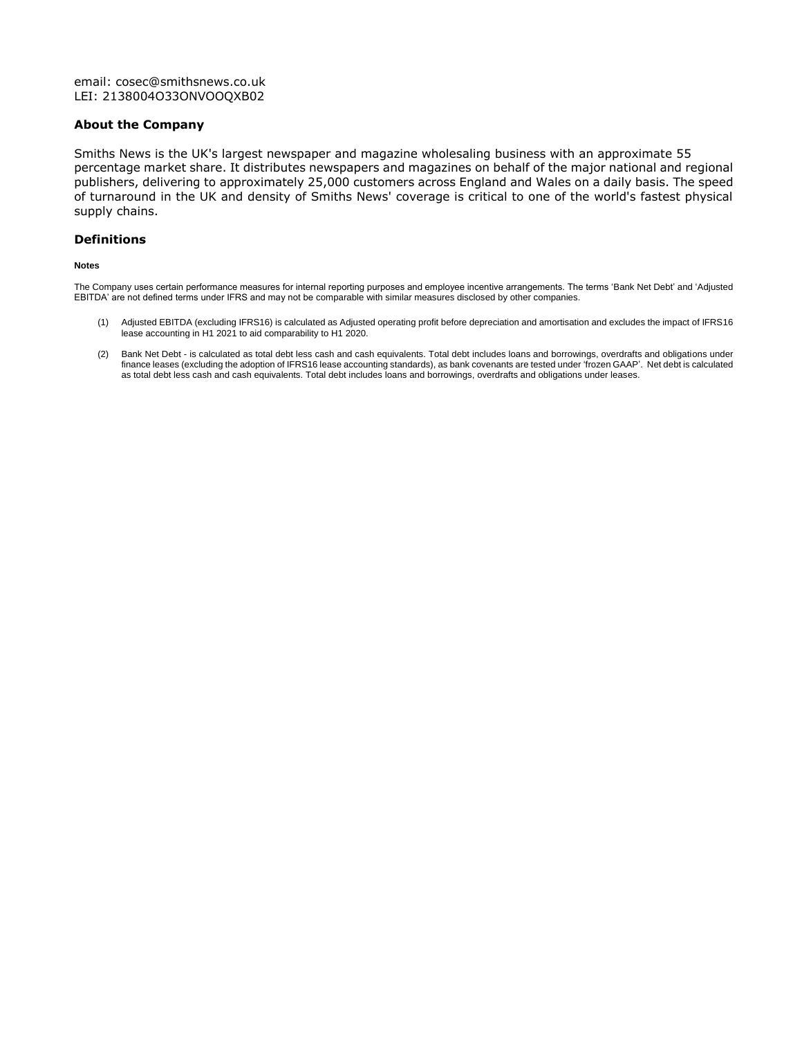email: cosec@smithsnews.co.uk
LEI: 2138004O33ONVOOQXB02

## About the Company

Smiths News is the UK's largest newspaper and magazine wholesaling business with an approximate 55 percentage market share. It distributes newspapers and magazines on behalf of the major national and regional publishers, delivering to approximately 25,000 customers across England and Wales on a daily basis. The speed of turnaround in the UK and density of Smiths News' coverage is critical to one of the world's fastest physical supply chains.

## Definitions

#### Notes

The Company uses certain performance measures for internal reporting purposes and employee incentive arrangements. The terms 'Bank Net Debt' and 'Adjusted EBITDA' are not defined terms under IFRS and may not be comparable with similar measures disclosed by other companies.

(1) Adjusted EBITDA (excluding IFRS16) is calculated as Adjusted operating profit before depreciation and amortisation and excludes the impact of IFRS16 lease accounting in H1 2021 to aid comparability to H1 2020.

(2) Bank Net Debt - is calculated as total debt less cash and cash equivalents. Total debt includes loans and borrowings, overdrafts and obligations under finance leases (excluding the adoption of IFRS16 lease accounting standards), as bank covenants are tested under 'frozen GAAP'. Net debt is calculated as total debt less cash and cash equivalents. Total debt includes loans and borrowings, overdrafts and obligations under leases.